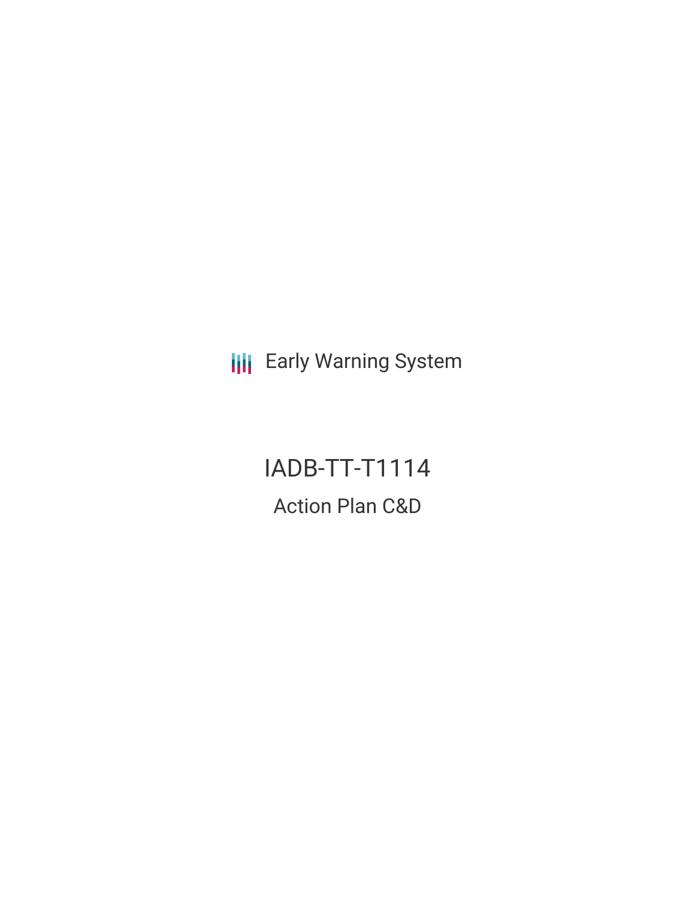Early Warning System

# IADB-TT-T1114

## Action Plan C&D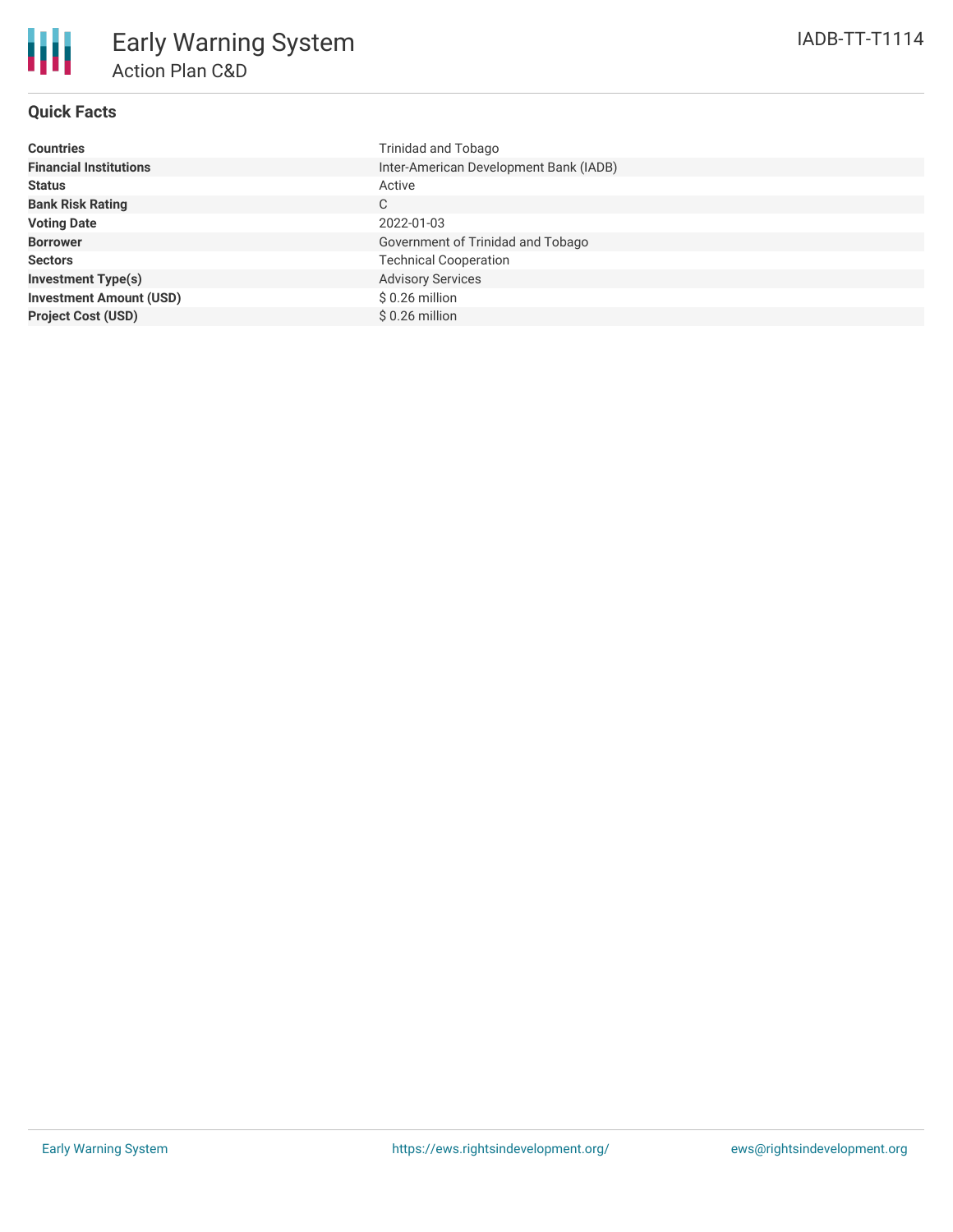# Early Warning System

## Action Plan C&D

IADB-TT-T1114

### Quick Facts

| | |
|---|---|
| **Countries** | Trinidad and Tobago |
| **Financial Institutions** | Inter-American Development Bank (IADB) |
| **Status** | Active |
| **Bank Risk Rating** | C |
| **Voting Date** | 2022-01-03 |
| **Borrower** | Government of Trinidad and Tobago |
| **Sectors** | Technical Cooperation |
| **Investment Type(s)** | Advisory Services |
| **Investment Amount (USD)** | $ 0.26 million |
| **Project Cost (USD)** | $ 0.26 million |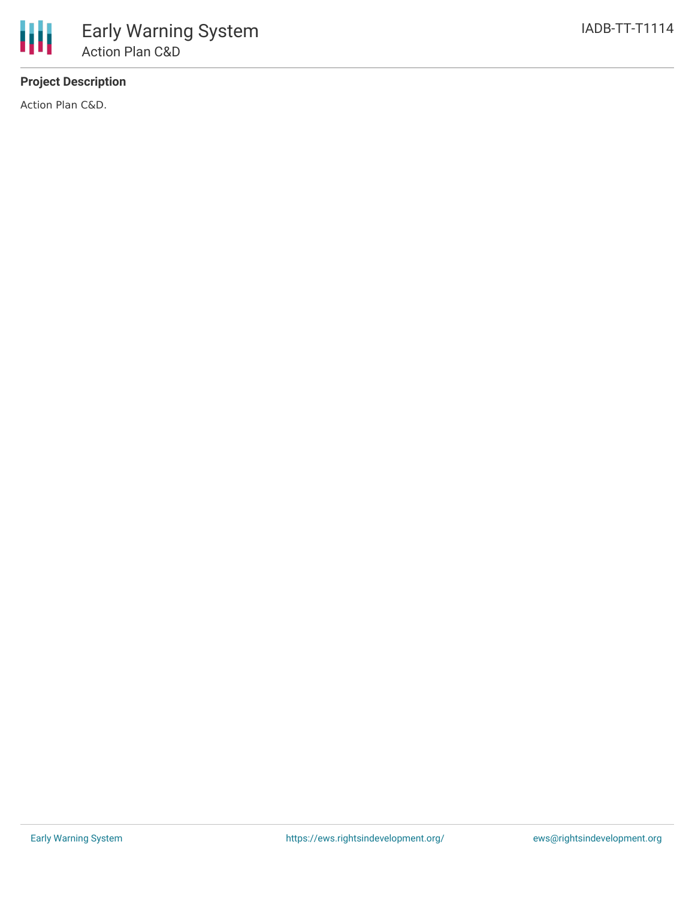**Project Description**

Action Plan C&D.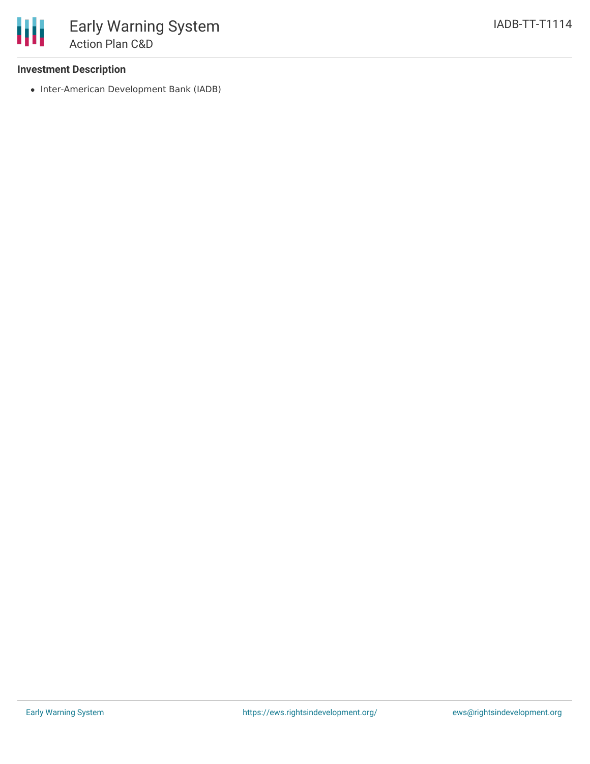**Investment Description**

- Inter-American Development Bank (IADB)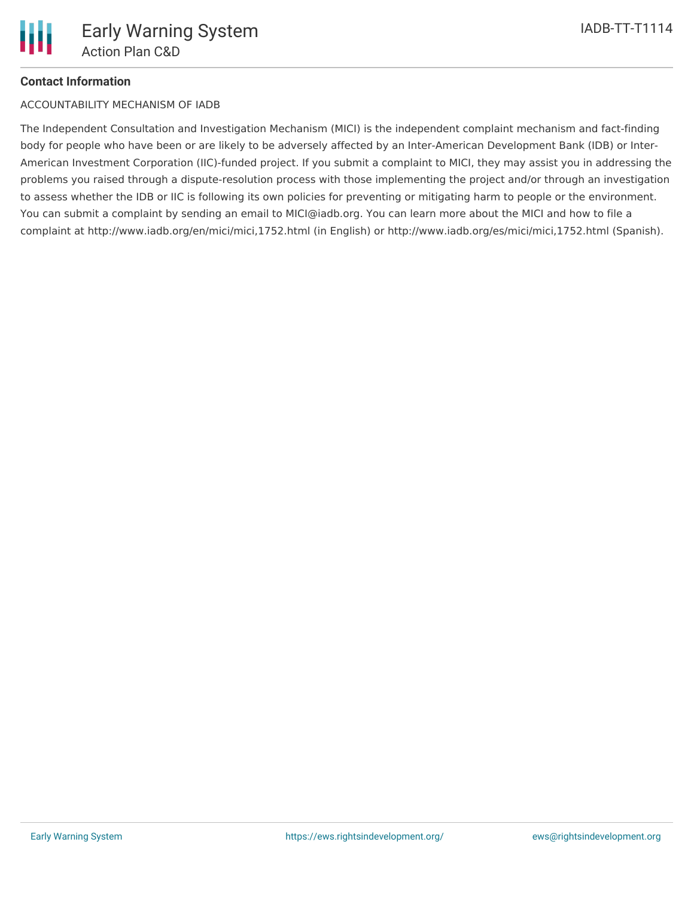**Contact Information**

ACCOUNTABILITY MECHANISM OF IADB

The Independent Consultation and Investigation Mechanism (MICI) is the independent complaint mechanism and fact-finding body for people who have been or are likely to be adversely affected by an Inter-American Development Bank (IDB) or Inter-American Investment Corporation (IIC)-funded project. If you submit a complaint to MICI, they may assist you in addressing the problems you raised through a dispute-resolution process with those implementing the project and/or through an investigation to assess whether the IDB or IIC is following its own policies for preventing or mitigating harm to people or the environment. You can submit a complaint by sending an email to MICI@iadb.org. You can learn more about the MICI and how to file a complaint at http://www.iadb.org/en/mici/mici,1752.html (in English) or http://www.iadb.org/es/mici/mici,1752.html (Spanish).